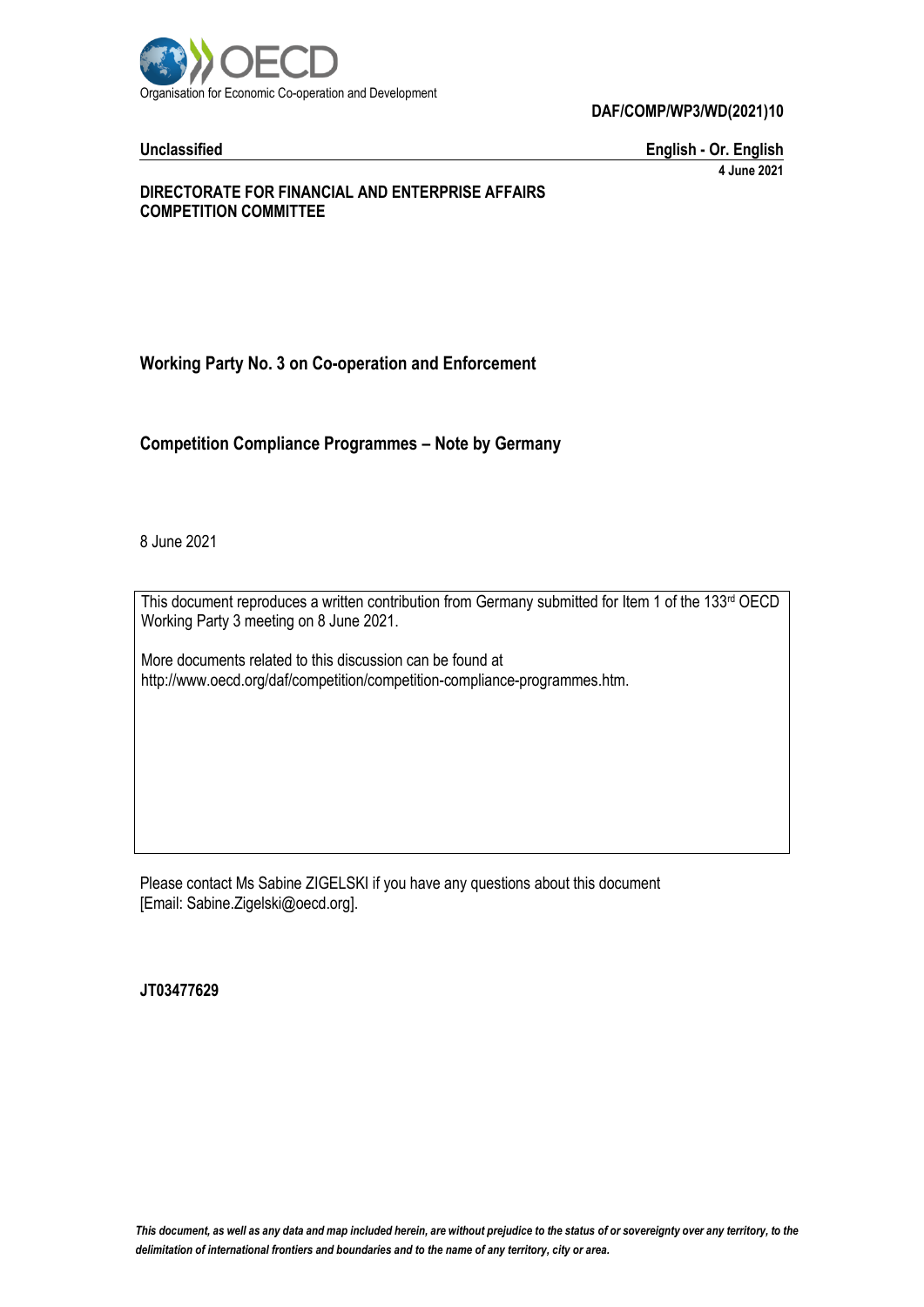Organisation for Economic Co-operation and Development

**DAF/COMP/WP3/WD(2021)10**

**Unclassified** **English - Or. English**

**4 June 2021**

**DIRECTORATE FOR FINANCIAL AND ENTERPRISE AFFAIRS**
**COMPETITION COMMITTEE**

**Working Party No. 3 on Co-operation and Enforcement**

# Competition Compliance Programmes – Note by Germany

8 June 2021

This document reproduces a written contribution from Germany submitted for Item 1 of the 133rd OECD Working Party 3 meeting on 8 June 2021.

More documents related to this discussion can be found at http://www.oecd.org/daf/competition/competition-compliance-programmes.htm.

Please contact Ms Sabine ZIGELSKI if you have any questions about this document [Email: Sabine.Zigelski@oecd.org].

**JT03477629**

*This document, as well as any data and map included herein, are without prejudice to the status of or sovereignty over any territory, to the delimitation of international frontiers and boundaries and to the name of any territory, city or area.*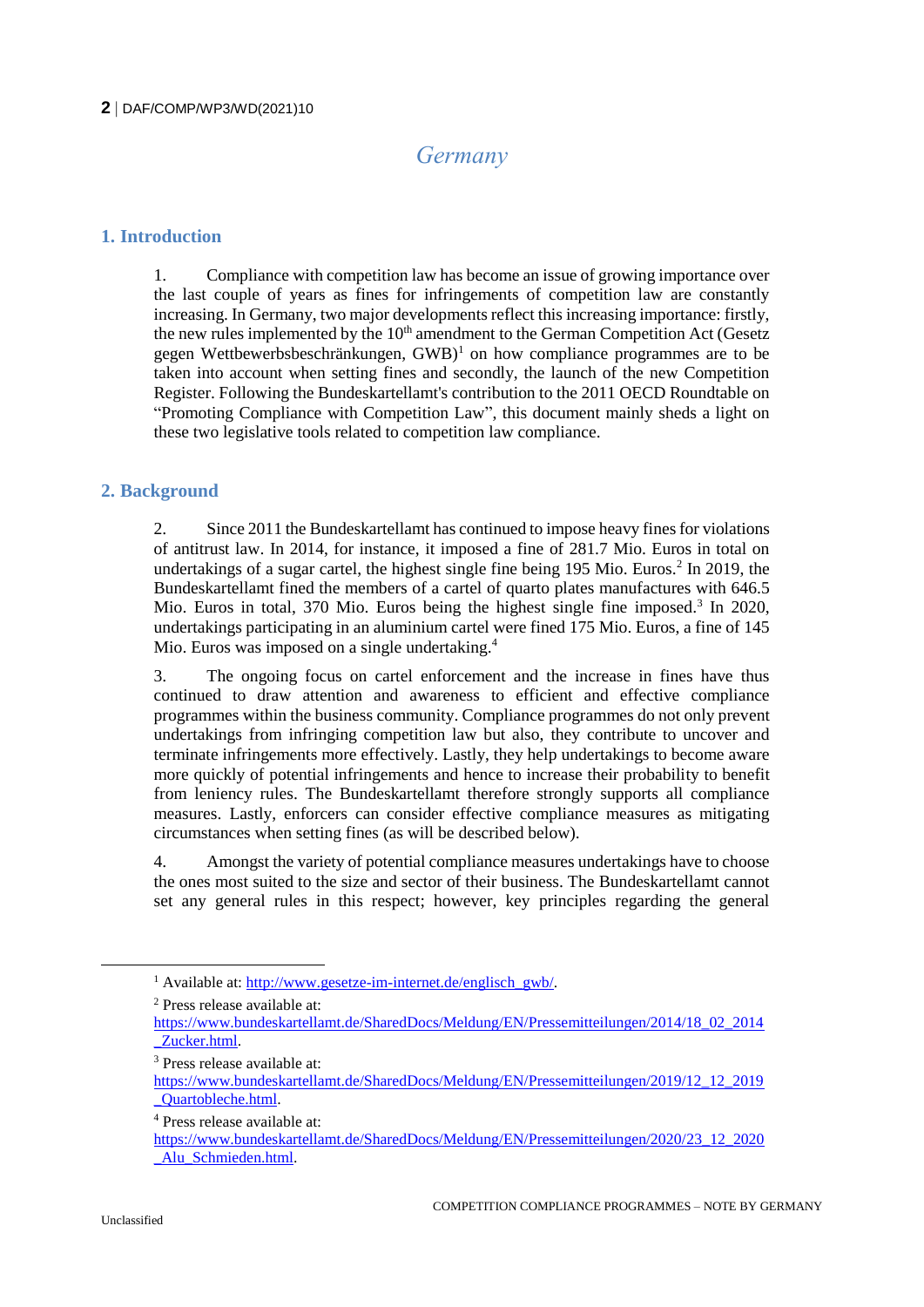# Germany

## 1. Introduction

1. Compliance with competition law has become an issue of growing importance over the last couple of years as fines for infringements of competition law are constantly increasing. In Germany, two major developments reflect this increasing importance: firstly, the new rules implemented by the 10th amendment to the German Competition Act (Gesetz gegen Wettbewerbsbeschränkungen, GWB)[1] on how compliance programmes are to be taken into account when setting fines and secondly, the launch of the new Competition Register. Following the Bundeskartellamt's contribution to the 2011 OECD Roundtable on "Promoting Compliance with Competition Law", this document mainly sheds a light on these two legislative tools related to competition law compliance.

## 2. Background

2. Since 2011 the Bundeskartellamt has continued to impose heavy fines for violations of antitrust law. In 2014, for instance, it imposed a fine of 281.7 Mio. Euros in total on undertakings of a sugar cartel, the highest single fine being 195 Mio. Euros.[2] In 2019, the Bundeskartellamt fined the members of a cartel of quarto plates manufactures with 646.5 Mio. Euros in total, 370 Mio. Euros being the highest single fine imposed.[3] In 2020, undertakings participating in an aluminium cartel were fined 175 Mio. Euros, a fine of 145 Mio. Euros was imposed on a single undertaking.[4]

3. The ongoing focus on cartel enforcement and the increase in fines have thus continued to draw attention and awareness to efficient and effective compliance programmes within the business community. Compliance programmes do not only prevent undertakings from infringing competition law but also, they contribute to uncover and terminate infringements more effectively. Lastly, they help undertakings to become aware more quickly of potential infringements and hence to increase their probability to benefit from leniency rules. The Bundeskartellamt therefore strongly supports all compliance measures. Lastly, enforcers can consider effective compliance measures as mitigating circumstances when setting fines (as will be described below).

4. Amongst the variety of potential compliance measures undertakings have to choose the ones most suited to the size and sector of their business. The Bundeskartellamt cannot set any general rules in this respect; however, key principles regarding the general

---

[1] Available at: http://www.gesetze-im-internet.de/englisch_gwb/.

[2] Press release available at: https://www.bundeskartellamt.de/SharedDocs/Meldung/EN/Pressemitteilungen/2014/18_02_2014_Zucker.html.

[3] Press release available at: https://www.bundeskartellamt.de/SharedDocs/Meldung/EN/Pressemitteilungen/2019/12_12_2019_Quartobleche.html.

[4] Press release available at: https://www.bundeskartellamt.de/SharedDocs/Meldung/EN/Pressemitteilungen/2020/23_12_2020_Alu_Schmieden.html.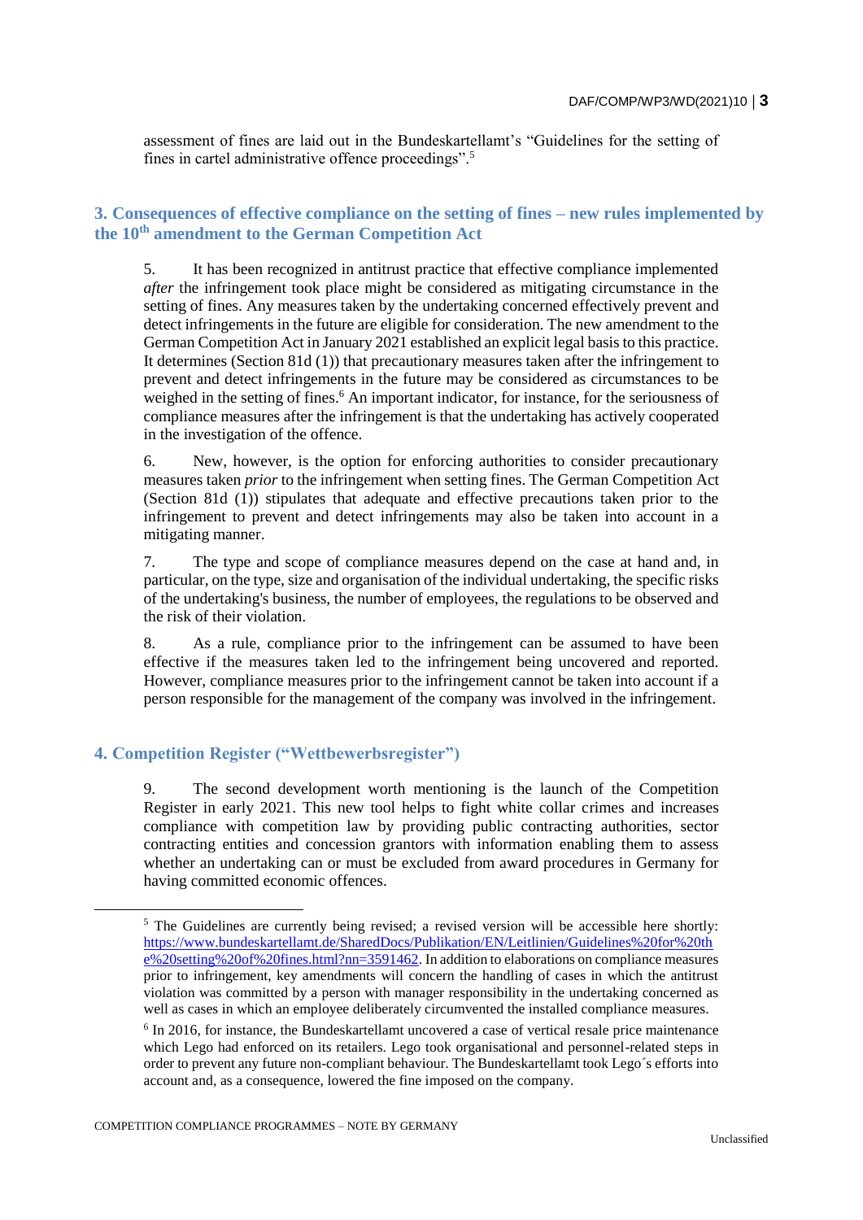assessment of fines are laid out in the Bundeskartellamt's "Guidelines for the setting of fines in cartel administrative offence proceedings".[5]

## 3. Consequences of effective compliance on the setting of fines – new rules implemented by the 10th amendment to the German Competition Act

5. It has been recognized in antitrust practice that effective compliance implemented *after* the infringement took place might be considered as mitigating circumstance in the setting of fines. Any measures taken by the undertaking concerned effectively prevent and detect infringements in the future are eligible for consideration. The new amendment to the German Competition Act in January 2021 established an explicit legal basis to this practice. It determines (Section 81d (1)) that precautionary measures taken after the infringement to prevent and detect infringements in the future may be considered as circumstances to be weighed in the setting of fines.[6] An important indicator, for instance, for the seriousness of compliance measures after the infringement is that the undertaking has actively cooperated in the investigation of the offence.

6. New, however, is the option for enforcing authorities to consider precautionary measures taken *prior* to the infringement when setting fines. The German Competition Act (Section 81d (1)) stipulates that adequate and effective precautions taken prior to the infringement to prevent and detect infringements may also be taken into account in a mitigating manner.

7. The type and scope of compliance measures depend on the case at hand and, in particular, on the type, size and organisation of the individual undertaking, the specific risks of the undertaking's business, the number of employees, the regulations to be observed and the risk of their violation.

8. As a rule, compliance prior to the infringement can be assumed to have been effective if the measures taken led to the infringement being uncovered and reported. However, compliance measures prior to the infringement cannot be taken into account if a person responsible for the management of the company was involved in the infringement.

## 4. Competition Register ("Wettbewerbsregister")

9. The second development worth mentioning is the launch of the Competition Register in early 2021. This new tool helps to fight white collar crimes and increases compliance with competition law by providing public contracting authorities, sector contracting entities and concession grantors with information enabling them to assess whether an undertaking can or must be excluded from award procedures in Germany for having committed economic offences.

---

[5] The Guidelines are currently being revised; a revised version will be accessible here shortly: https://www.bundeskartellamt.de/SharedDocs/Publikation/EN/Leitlinien/Guidelines%20for%20the%20setting%20of%20fines.html?nn=3591462. In addition to elaborations on compliance measures prior to infringement, key amendments will concern the handling of cases in which the antitrust violation was committed by a person with manager responsibility in the undertaking concerned as well as cases in which an employee deliberately circumvented the installed compliance measures.

[6] In 2016, for instance, the Bundeskartellamt uncovered a case of vertical resale price maintenance which Lego had enforced on its retailers. Lego took organisational and personnel-related steps in order to prevent any future non-compliant behaviour. The Bundeskartellamt took Lego´s efforts into account and, as a consequence, lowered the fine imposed on the company.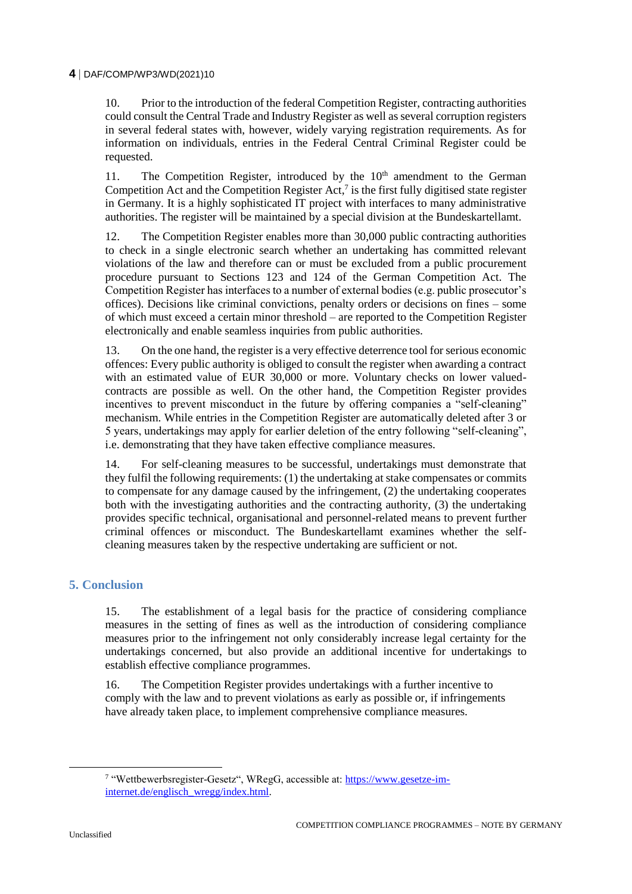10. Prior to the introduction of the federal Competition Register, contracting authorities could consult the Central Trade and Industry Register as well as several corruption registers in several federal states with, however, widely varying registration requirements. As for information on individuals, entries in the Federal Central Criminal Register could be requested.

11. The Competition Register, introduced by the 10th amendment to the German Competition Act and the Competition Register Act,[7] is the first fully digitised state register in Germany. It is a highly sophisticated IT project with interfaces to many administrative authorities. The register will be maintained by a special division at the Bundeskartellamt.

12. The Competition Register enables more than 30,000 public contracting authorities to check in a single electronic search whether an undertaking has committed relevant violations of the law and therefore can or must be excluded from a public procurement procedure pursuant to Sections 123 and 124 of the German Competition Act. The Competition Register has interfaces to a number of external bodies (e.g. public prosecutor's offices). Decisions like criminal convictions, penalty orders or decisions on fines – some of which must exceed a certain minor threshold – are reported to the Competition Register electronically and enable seamless inquiries from public authorities.

13. On the one hand, the register is a very effective deterrence tool for serious economic offences: Every public authority is obliged to consult the register when awarding a contract with an estimated value of EUR 30,000 or more. Voluntary checks on lower valued-contracts are possible as well. On the other hand, the Competition Register provides incentives to prevent misconduct in the future by offering companies a "self-cleaning" mechanism. While entries in the Competition Register are automatically deleted after 3 or 5 years, undertakings may apply for earlier deletion of the entry following "self-cleaning", i.e. demonstrating that they have taken effective compliance measures.

14. For self-cleaning measures to be successful, undertakings must demonstrate that they fulfil the following requirements: (1) the undertaking at stake compensates or commits to compensate for any damage caused by the infringement, (2) the undertaking cooperates both with the investigating authorities and the contracting authority, (3) the undertaking provides specific technical, organisational and personnel-related means to prevent further criminal offences or misconduct. The Bundeskartellamt examines whether the self-cleaning measures taken by the respective undertaking are sufficient or not.

## 5. Conclusion

15. The establishment of a legal basis for the practice of considering compliance measures in the setting of fines as well as the introduction of considering compliance measures prior to the infringement not only considerably increase legal certainty for the undertakings concerned, but also provide an additional incentive for undertakings to establish effective compliance programmes.

16. The Competition Register provides undertakings with a further incentive to comply with the law and to prevent violations as early as possible or, if infringements have already taken place, to implement comprehensive compliance measures.

[7] "Wettbewerbsregister-Gesetz", WRegG, accessible at: https://www.gesetze-im-internet.de/englisch_wregg/index.html.